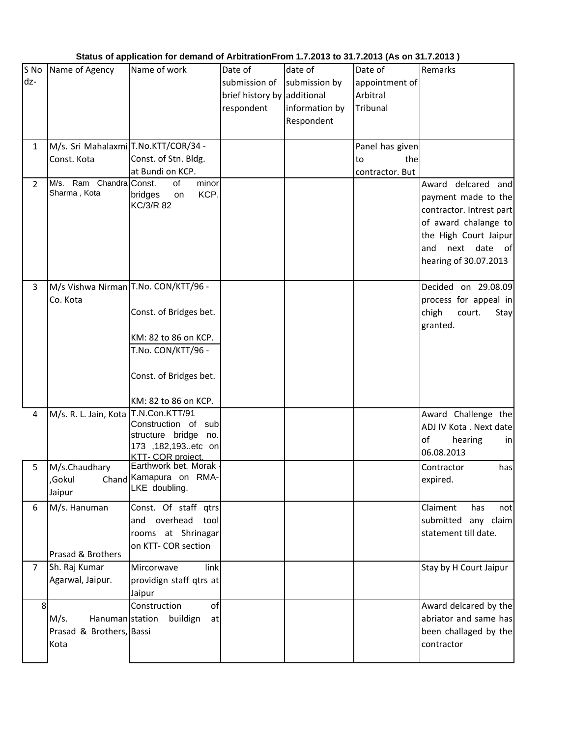**Status of application for demand of ArbitrationFrom 1.7.2013 to 31.7.2013 (As on 31.7.2013 )**

| S No dz- | Name of Agency | Name of work | Date of submission of brief history by respondent | date of submission by additional information by Respondent | Date of appointment of Arbitral Tribunal | Remarks |
|---|---|---|---|---|---|---|
| 1 | M/s. Sri Mahalaxmi Const. Kota | T.No.KTT/COR/34 - Const. of Stn. Bldg. at Bundi on KCP. | | | Panel has given to the contractor. But | |
| 2 | M/s. Ram Chandra Sharma , Kota | Const. of minor bridges on KCP. KC/3/R 82 | | | | Award delcared and payment made to the contractor. Intrest part of award chalange to the High Court Jaipur and next date of hearing of 30.07.2013 |
| 3 | M/s Vishwa Nirman Co. Kota | T.No. CON/KTT/96 - Const. of Bridges bet. KM: 82 to 86 on KCP. T.No. CON/KTT/96 - Const. of Bridges bet. KM: 82 to 86 on KCP. | | | | Decided on 29.08.09 process for appeal in chigh court. Stay granted. |
| 4 | M/s. R. L. Jain, Kota | T.N.Con.KTT/91 Construction of sub structure bridge no. 173 ,182,193..etc on KTT- COR project. | | | | Award Challenge the ADJ IV Kota . Next date of hearing in 06.08.2013 |
| 5 | M/s.Chaudhary ,Gokul Chand Jaipur | Earthwork bet. Morak - Kamapura on RMA-LKE doubling. | | | | Contractor has expired. |
| 6 | M/s. Hanuman Prasad & Brothers | Const. Of staff qtrs and overhead tool rooms at Shrinagar on KTT- COR section | | | | Claiment has not submitted any claim statement till date. |
| 7 | Sh. Raj Kumar Agarwal, Jaipur. | Mircorwave link providign staff qtrs at Jaipur | | | | Stay by H Court Jaipur |
| 8 | M/s. Hanuman Prasad & Brothers, Kota | Construction of station buildign at Bassi | | | | Award delcared by the abriator and same has been challaged by the contractor |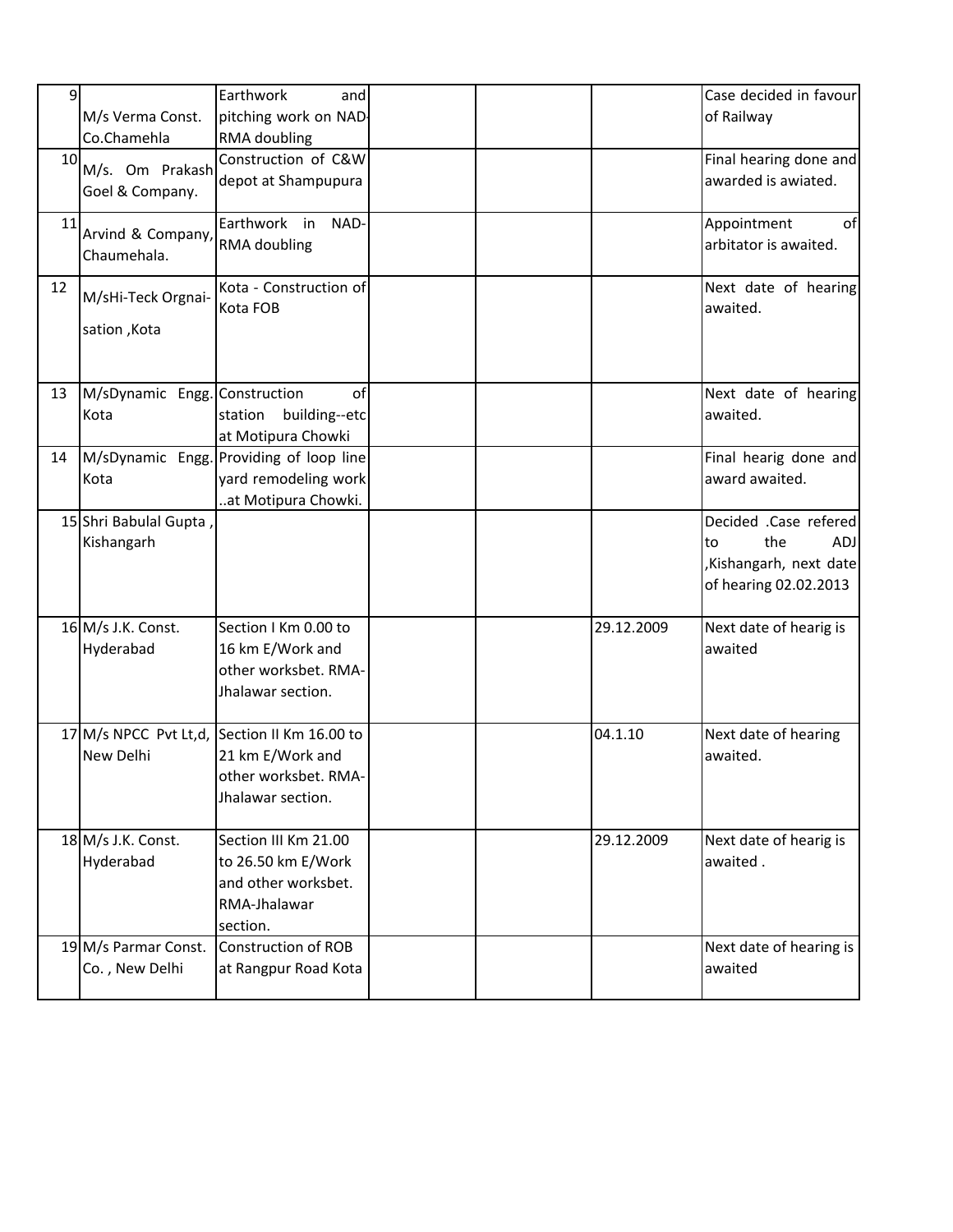| | | | | | | |
|---|---|---|---|---|---|---|
| 9 | M/s Verma Const. Co.Chamehla | Earthwork and pitching work on NAD-RMA doubling | | | | Case decided in favour of Railway |
| 10 | M/s. Om Prakash Goel & Company. | Construction of C&W depot at Shampupura | | | | Final hearing done and awarded is awiated. |
| 11 | Arvind & Company, Chaumehala. | Earthwork in NAD-RMA doubling | | | | Appointment of arbitator is awaited. |
| 12 | M/sHi-Teck Orgnai-sation ,Kota | Kota - Construction of Kota FOB | | | | Next date of hearing awaited. |
| 13 | M/sDynamic Engg. Kota | Construction of station building--etc at Motipura Chowki | | | | Next date of hearing awaited. |
| 14 | M/sDynamic Engg. Kota | Providing of loop line yard remodeling work ..at Motipura Chowki. | | | | Final hearig done and award awaited. |
| 15 | Shri Babulal Gupta , Kishangarh | | | | | Decided .Case refered to the ADJ ,Kishangarh, next date of hearing 02.02.2013 |
| 16 | M/s J.K. Const. Hyderabad | Section I Km 0.00 to 16 km E/Work and other worksbet. RMA-Jhalawar section. | | | 29.12.2009 | Next date of hearig is awaited |
| 17 | M/s NPCC Pvt Lt,d, New Delhi | Section II Km 16.00 to 21 km E/Work and other worksbet. RMA-Jhalawar section. | | | 04.1.10 | Next date of hearing awaited. |
| 18 | M/s J.K. Const. Hyderabad | Section III Km 21.00 to 26.50 km E/Work and other worksbet. RMA-Jhalawar section. | | | 29.12.2009 | Next date of hearig is awaited . |
| 19 | M/s Parmar Const. Co. , New Delhi | Construction of ROB at Rangpur Road Kota | | | | Next date of hearing is awaited |